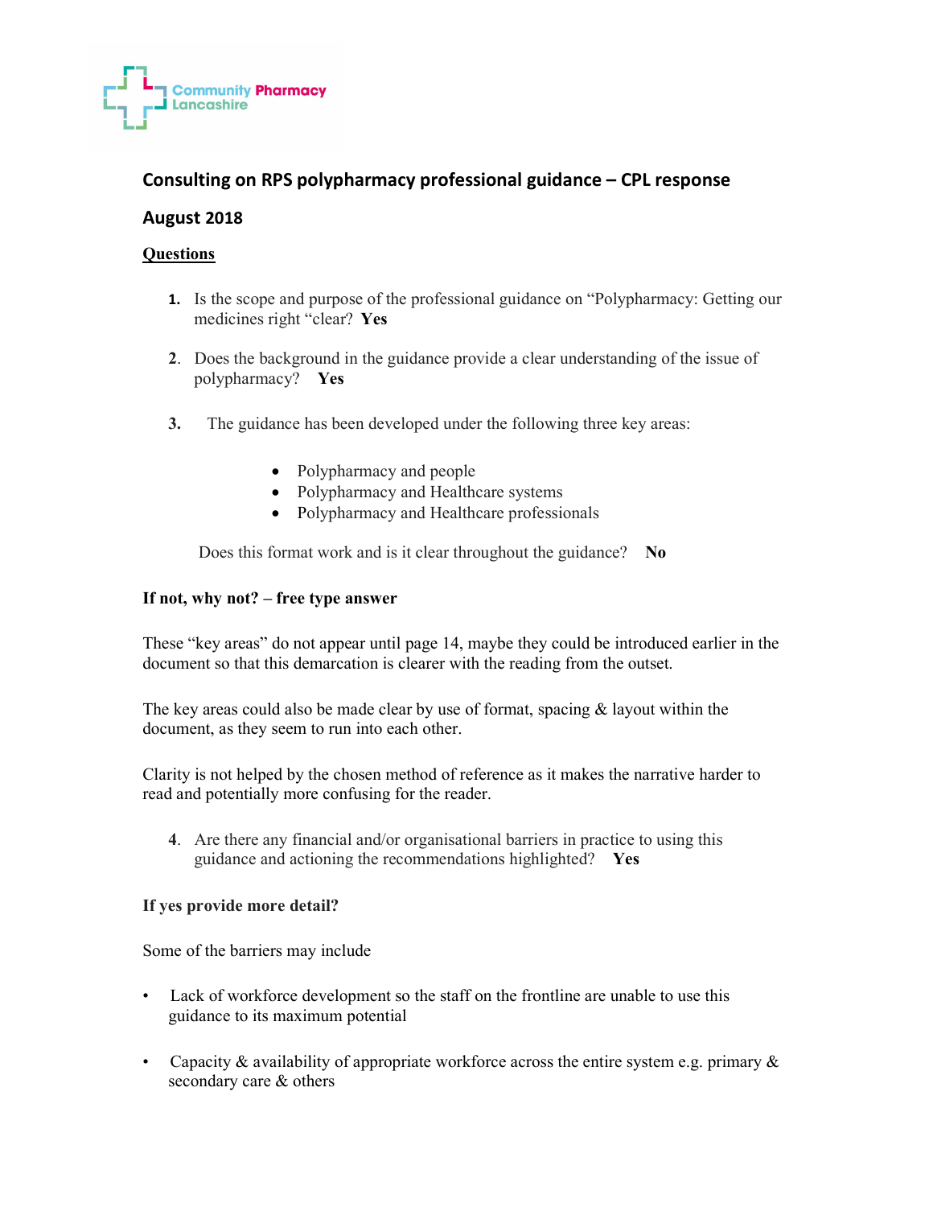Community Pharmacy Lancashire

## Consulting on RPS polypharmacy professional guidance – CPL response

## August 2018

### Questions

1. Is the scope and purpose of the professional guidance on "Polypharmacy: Getting our medicines right "clear? **Yes**

2. Does the background in the guidance provide a clear understanding of the issue of polypharmacy? **Yes**

3. The guidance has been developed under the following three key areas:

   - Polypharmacy and people
   - Polypharmacy and Healthcare systems
   - Polypharmacy and Healthcare professionals

   Does this format work and is it clear throughout the guidance? **No**

**If not, why not? – free type answer**

These "key areas" do not appear until page 14, maybe they could be introduced earlier in the document so that this demarcation is clearer with the reading from the outset.

The key areas could also be made clear by use of format, spacing & layout within the document, as they seem to run into each other.

Clarity is not helped by the chosen method of reference as it makes the narrative harder to read and potentially more confusing for the reader.

4. Are there any financial and/or organisational barriers in practice to using this guidance and actioning the recommendations highlighted? **Yes**

**If yes provide more detail?**

Some of the barriers may include

- Lack of workforce development so the staff on the frontline are unable to use this guidance to its maximum potential

- Capacity & availability of appropriate workforce across the entire system e.g. primary & secondary care & others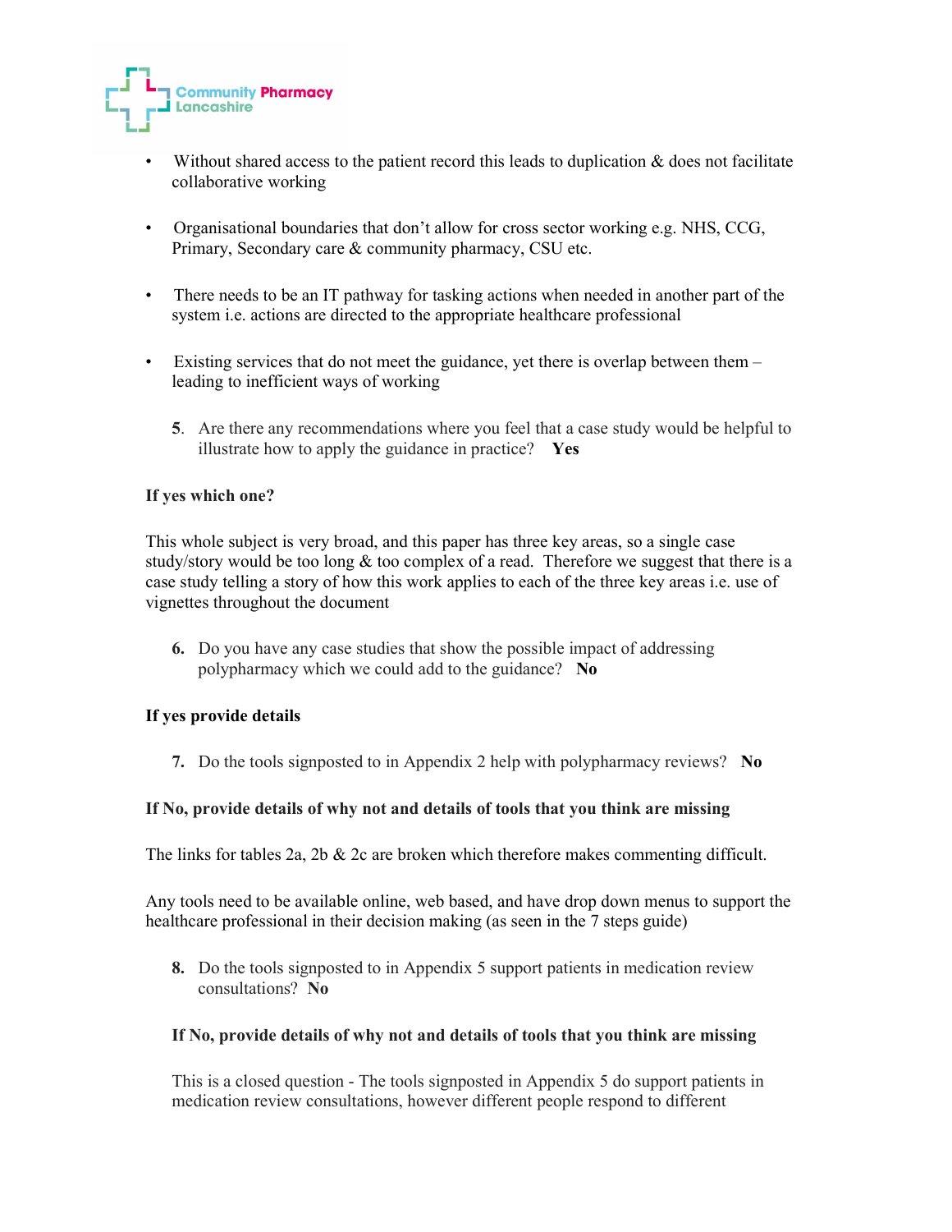- Without shared access to the patient record this leads to duplication & does not facilitate collaborative working

- Organisational boundaries that don't allow for cross sector working e.g. NHS, CCG, Primary, Secondary care & community pharmacy, CSU etc.

- There needs to be an IT pathway for tasking actions when needed in another part of the system i.e. actions are directed to the appropriate healthcare professional

- Existing services that do not meet the guidance, yet there is overlap between them – leading to inefficient ways of working

5. Are there any recommendations where you feel that a case study would be helpful to illustrate how to apply the guidance in practice? **Yes**

**If yes which one?**

This whole subject is very broad, and this paper has three key areas, so a single case study/story would be too long & too complex of a read. Therefore we suggest that there is a case study telling a story of how this work applies to each of the three key areas i.e. use of vignettes throughout the document

6. Do you have any case studies that show the possible impact of addressing polypharmacy which we could add to the guidance? **No**

**If yes provide details**

7. Do the tools signposted to in Appendix 2 help with polypharmacy reviews? **No**

**If No, provide details of why not and details of tools that you think are missing**

The links for tables 2a, 2b & 2c are broken which therefore makes commenting difficult.

Any tools need to be available online, web based, and have drop down menus to support the healthcare professional in their decision making (as seen in the 7 steps guide)

8. Do the tools signposted to in Appendix 5 support patients in medication review consultations? **No**

**If No, provide details of why not and details of tools that you think are missing**

This is a closed question - The tools signposted in Appendix 5 do support patients in medication review consultations, however different people respond to different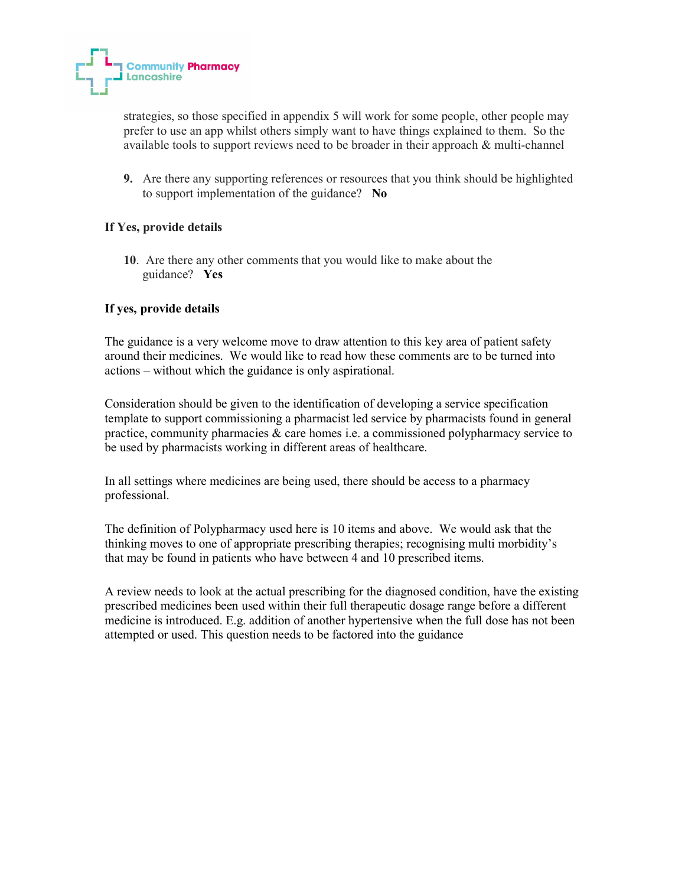strategies, so those specified in appendix 5 will work for some people, other people may prefer to use an app whilst others simply want to have things explained to them. So the available tools to support reviews need to be broader in their approach & multi-channel

9. Are there any supporting references or resources that you think should be highlighted to support implementation of the guidance? **No**

**If Yes, provide details**

10. Are there any other comments that you would like to make about the guidance? **Yes**

**If yes, provide details**

The guidance is a very welcome move to draw attention to this key area of patient safety around their medicines. We would like to read how these comments are to be turned into actions – without which the guidance is only aspirational.

Consideration should be given to the identification of developing a service specification template to support commissioning a pharmacist led service by pharmacists found in general practice, community pharmacies & care homes i.e. a commissioned polypharmacy service to be used by pharmacists working in different areas of healthcare.

In all settings where medicines are being used, there should be access to a pharmacy professional.

The definition of Polypharmacy used here is 10 items and above. We would ask that the thinking moves to one of appropriate prescribing therapies; recognising multi morbidity's that may be found in patients who have between 4 and 10 prescribed items.

A review needs to look at the actual prescribing for the diagnosed condition, have the existing prescribed medicines been used within their full therapeutic dosage range before a different medicine is introduced. E.g. addition of another hypertensive when the full dose has not been attempted or used. This question needs to be factored into the guidance